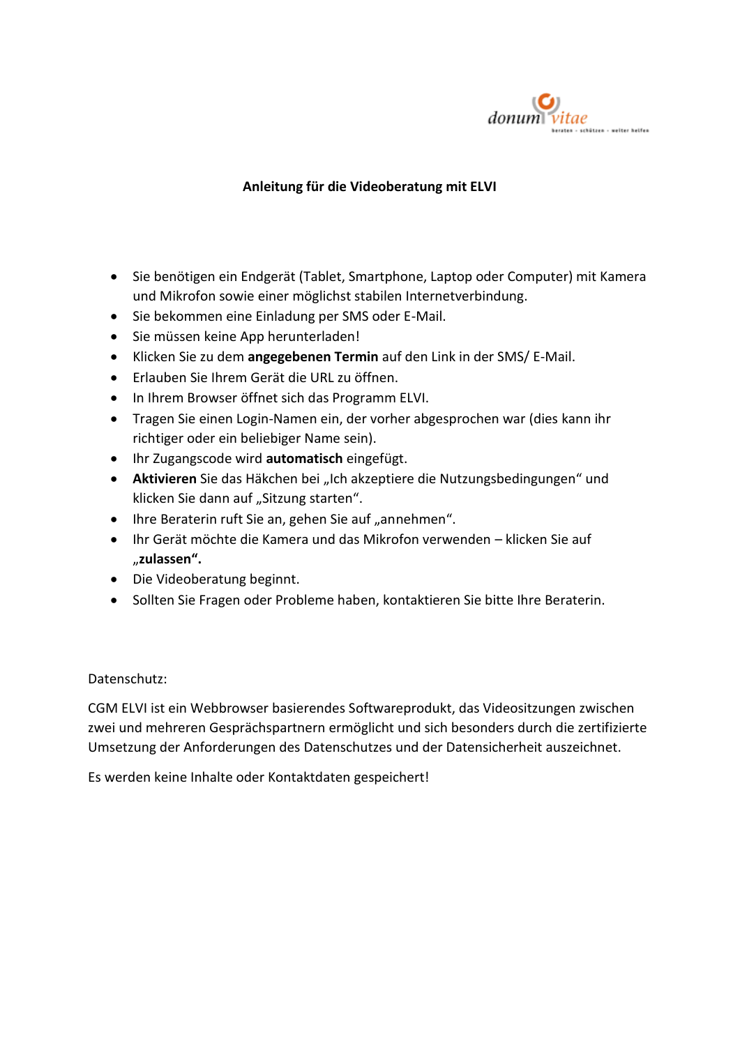donum vitae
beraten · schützen · weiter helfen

# Anleitung für die Videoberatung mit ELVI

- Sie benötigen ein Endgerät (Tablet, Smartphone, Laptop oder Computer) mit Kamera und Mikrofon sowie einer möglichst stabilen Internetverbindung.
- Sie bekommen eine Einladung per SMS oder E-Mail.
- Sie müssen keine App herunterladen!
- Klicken Sie zu dem **angegebenen Termin** auf den Link in der SMS/ E-Mail.
- Erlauben Sie Ihrem Gerät die URL zu öffnen.
- In Ihrem Browser öffnet sich das Programm ELVI.
- Tragen Sie einen Login-Namen ein, der vorher abgesprochen war (dies kann ihr richtiger oder ein beliebiger Name sein).
- Ihr Zugangscode wird **automatisch** eingefügt.
- **Aktivieren** Sie das Häkchen bei „Ich akzeptiere die Nutzungsbedingungen" und klicken Sie dann auf „Sitzung starten".
- Ihre Beraterin ruft Sie an, gehen Sie auf „annehmen".
- Ihr Gerät möchte die Kamera und das Mikrofon verwenden – klicken Sie auf „**zulassen".**
- Die Videoberatung beginnt.
- Sollten Sie Fragen oder Probleme haben, kontaktieren Sie bitte Ihre Beraterin.

Datenschutz:

CGM ELVI ist ein Webbrowser basierendes Softwareprodukt, das Videositzungen zwischen zwei und mehreren Gesprächspartnern ermöglicht und sich besonders durch die zertifizierte Umsetzung der Anforderungen des Datenschutzes und der Datensicherheit auszeichnet.

Es werden keine Inhalte oder Kontaktdaten gespeichert!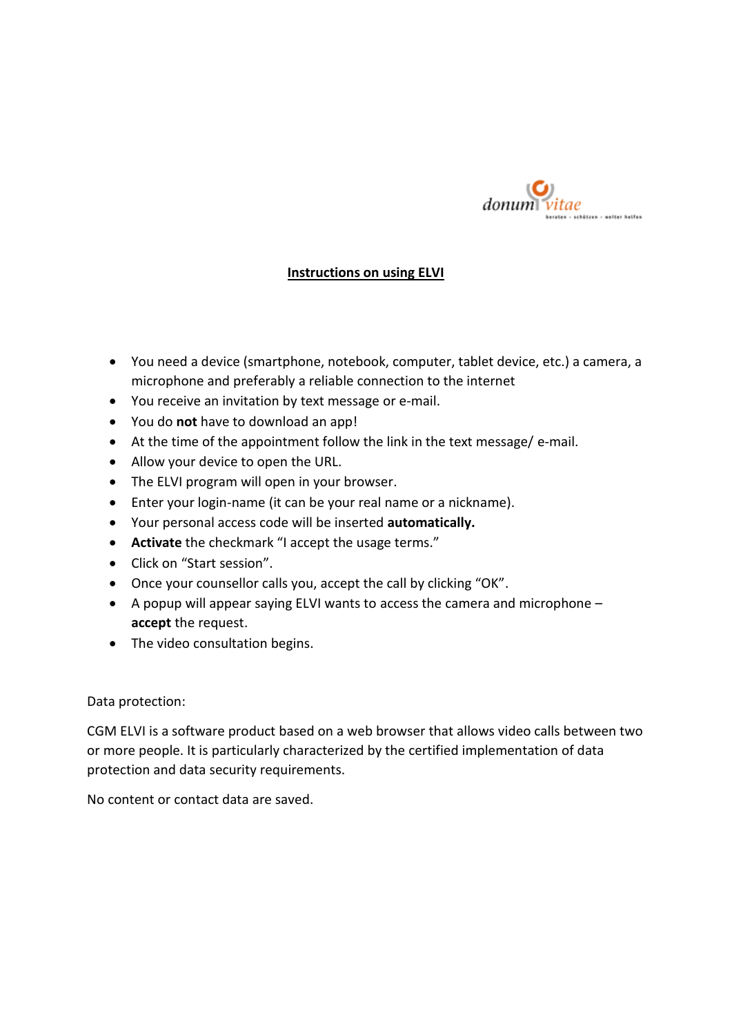donum vitae

beraten · schützen · weiter helfen

# <u>Instructions on using ELVI</u>

- You need a device (smartphone, notebook, computer, tablet device, etc.) a camera, a microphone and preferably a reliable connection to the internet
- You receive an invitation by text message or e-mail.
- You do **not** have to download an app!
- At the time of the appointment follow the link in the text message/ e-mail.
- Allow your device to open the URL.
- The ELVI program will open in your browser.
- Enter your login-name (it can be your real name or a nickname).
- Your personal access code will be inserted **automatically.**
- **Activate** the checkmark "I accept the usage terms."
- Click on "Start session".
- Once your counsellor calls you, accept the call by clicking "OK".
- A popup will appear saying ELVI wants to access the camera and microphone – **accept** the request.
- The video consultation begins.

Data protection:

CGM ELVI is a software product based on a web browser that allows video calls between two or more people. It is particularly characterized by the certified implementation of data protection and data security requirements.

No content or contact data are saved.